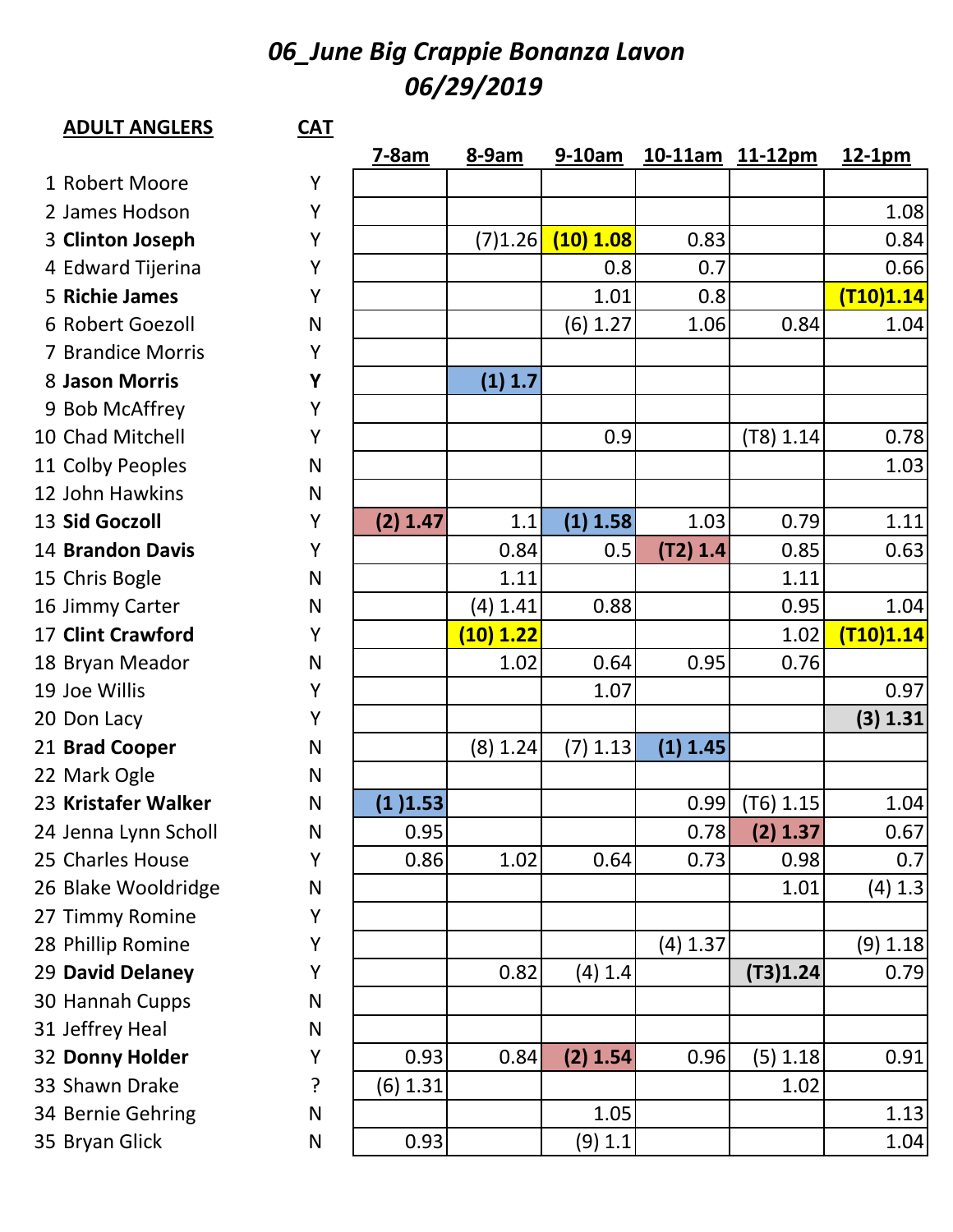# *06_June Big Crappie Bonanza Lavon*
# *06/29/2019*

| ADULT ANGLERS | CAT | 7-8am | 8-9am | 9-10am | 10-11am | 11-12pm | 12-1pm |
|---|---|---|---|---|---|---|---|
| 1 Robert Moore | Y | | | | | | |
| 2 James Hodson | Y | | | | | | 1.08 |
| 3 **Clinton Joseph** | Y | | (7)1.26 | **(10) 1.08** | 0.83 | | 0.84 |
| 4 Edward Tijerina | Y | | | 0.8 | 0.7 | | 0.66 |
| 5 **Richie James** | Y | | | 1.01 | 0.8 | | **(T10)1.14** |
| 6 Robert Goezoll | N | | | (6) 1.27 | 1.06 | 0.84 | 1.04 |
| 7 Brandice Morris | Y | | | | | | |
| 8 **Jason Morris** | **Y** | | **(1) 1.7** | | | | |
| 9 Bob McAffrey | Y | | | | | | |
| 10 Chad Mitchell | Y | | | 0.9 | | (T8) 1.14 | 0.78 |
| 11 Colby Peoples | N | | | | | | 1.03 |
| 12 John Hawkins | N | | | | | | |
| 13 **Sid Goczoll** | Y | **(2) 1.47** | 1.1 | **(1) 1.58** | 1.03 | 0.79 | 1.11 |
| 14 **Brandon Davis** | Y | | 0.84 | 0.5 | **(T2) 1.4** | 0.85 | 0.63 |
| 15 Chris Bogle | N | | 1.11 | | | 1.11 | |
| 16 Jimmy Carter | N | | (4) 1.41 | 0.88 | | 0.95 | 1.04 |
| 17 **Clint Crawford** | Y | | **(10) 1.22** | | | 1.02 | **(T10)1.14** |
| 18 Bryan Meador | N | | 1.02 | 0.64 | 0.95 | 0.76 | |
| 19 Joe Willis | Y | | | 1.07 | | | 0.97 |
| 20 Don Lacy | Y | | | | | | **(3) 1.31** |
| 21 **Brad Cooper** | N | | (8) 1.24 | (7) 1.13 | **(1) 1.45** | | |
| 22 Mark Ogle | N | | | | | | |
| 23 **Kristafer Walker** | N | **(1 )1.53** | | | 0.99 | (T6) 1.15 | 1.04 |
| 24 Jenna Lynn Scholl | N | 0.95 | | | 0.78 | **(2) 1.37** | 0.67 |
| 25 Charles House | Y | 0.86 | 1.02 | 0.64 | 0.73 | 0.98 | 0.7 |
| 26 Blake Wooldridge | N | | | | | 1.01 | (4) 1.3 |
| 27 Timmy Romine | Y | | | | | | |
| 28 Phillip Romine | Y | | | | (4) 1.37 | | (9) 1.18 |
| 29 **David Delaney** | Y | | 0.82 | (4) 1.4 | | **(T3)1.24** | 0.79 |
| 30 Hannah Cupps | N | | | | | | |
| 31 Jeffrey Heal | N | | | | | | |
| 32 **Donny Holder** | Y | 0.93 | 0.84 | **(2) 1.54** | 0.96 | (5) 1.18 | 0.91 |
| 33 Shawn Drake | ? | (6) 1.31 | | | | 1.02 | |
| 34 Bernie Gehring | N | | | 1.05 | | | 1.13 |
| 35 Bryan Glick | N | 0.93 | | (9) 1.1 | | | 1.04 |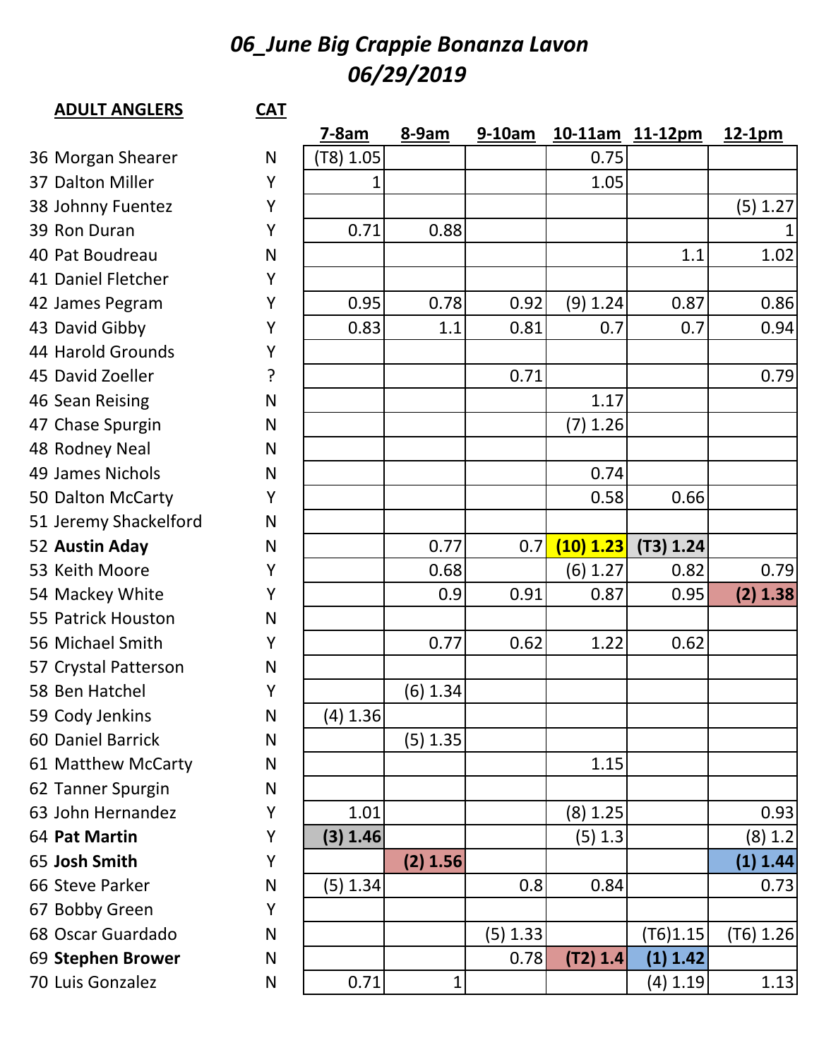# *06_June Big Crappie Bonanza Lavon*
# *06/29/2019*

| **ADULT ANGLERS** | **CAT** | **7-8am** | **8-9am** | **9-10am** | **10-11am** | **11-12pm** | **12-1pm** |
|---|---|---|---|---|---|---|---|
| 36 Morgan Shearer | N | (T8) 1.05 | | | 0.75 | | |
| 37 Dalton Miller | Y | 1 | | | 1.05 | | |
| 38 Johnny Fuentez | Y | | | | | | (5) 1.27 |
| 39 Ron Duran | Y | 0.71 | 0.88 | | | | 1 |
| 40 Pat Boudreau | N | | | | | 1.1 | 1.02 |
| 41 Daniel Fletcher | Y | | | | | | |
| 42 James Pegram | Y | 0.95 | 0.78 | 0.92 | (9) 1.24 | 0.87 | 0.86 |
| 43 David Gibby | Y | 0.83 | 1.1 | 0.81 | 0.7 | 0.7 | 0.94 |
| 44 Harold Grounds | Y | | | | | | |
| 45 David Zoeller | ? | | | 0.71 | | | 0.79 |
| 46 Sean Reising | N | | | | 1.17 | | |
| 47 Chase Spurgin | N | | | | (7) 1.26 | | |
| 48 Rodney Neal | N | | | | | | |
| 49 James Nichols | N | | | | 0.74 | | |
| 50 Dalton McCarty | Y | | | | 0.58 | 0.66 | |
| 51 Jeremy Shackelford | N | | | | | | |
| 52 **Austin Aday** | N | | 0.77 | 0.7 | **(10) 1.23** | **(T3) 1.24** | |
| 53 Keith Moore | Y | | 0.68 | | (6) 1.27 | 0.82 | 0.79 |
| 54 Mackey White | Y | | 0.9 | 0.91 | 0.87 | 0.95 | **(2) 1.38** |
| 55 Patrick Houston | N | | | | | | |
| 56 Michael Smith | Y | | 0.77 | 0.62 | 1.22 | 0.62 | |
| 57 Crystal Patterson | N | | | | | | |
| 58 Ben Hatchel | Y | | (6) 1.34 | | | | |
| 59 Cody Jenkins | N | (4) 1.36 | | | | | |
| 60 Daniel Barrick | N | | (5) 1.35 | | | | |
| 61 Matthew McCarty | N | | | | 1.15 | | |
| 62 Tanner Spurgin | N | | | | | | |
| 63 John Hernandez | Y | 1.01 | | | (8) 1.25 | | 0.93 |
| 64 **Pat Martin** | Y | **(3) 1.46** | | | (5) 1.3 | | (8) 1.2 |
| 65 **Josh Smith** | Y | | **(2) 1.56** | | | | **(1) 1.44** |
| 66 Steve Parker | N | (5) 1.34 | | 0.8 | 0.84 | | 0.73 |
| 67 Bobby Green | Y | | | | | | |
| 68 Oscar Guardado | N | | | (5) 1.33 | | (T6)1.15 | (T6) 1.26 |
| 69 **Stephen Brower** | N | | | 0.78 | **(T2) 1.4** | **(1) 1.42** | |
| 70 Luis Gonzalez | N | 0.71 | 1 | | | (4) 1.19 | 1.13 |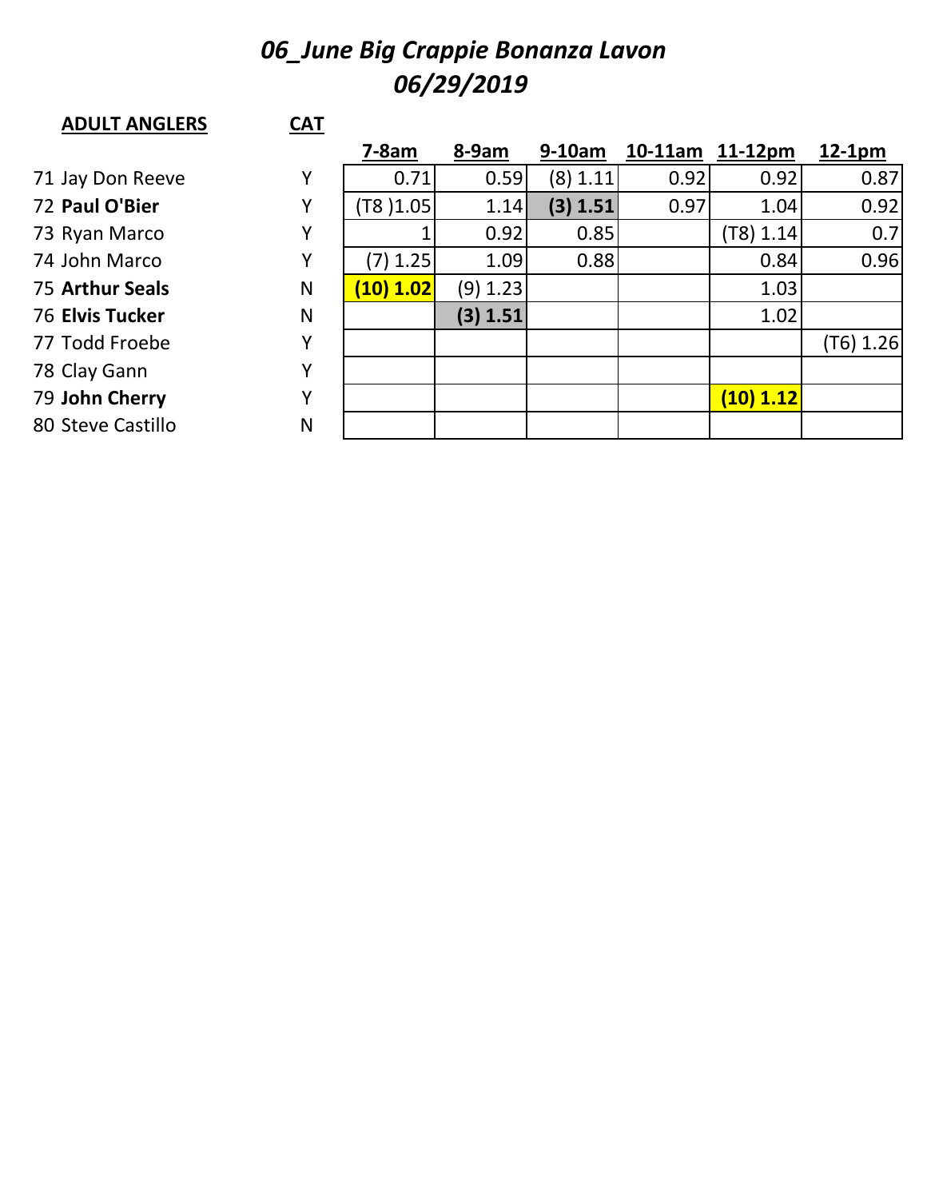# *06_June Big Crappie Bonanza Lavon*
# *06/29/2019*

| **ADULT ANGLERS** | **CAT** | **7-8am** | **8-9am** | **9-10am** | **10-11am** | **11-12pm** | **12-1pm** |
|---|---|---|---|---|---|---|---|
| 71 Jay Don Reeve | Y | 0.71 | 0.59 | (8) 1.11 | 0.92 | 0.92 | 0.87 |
| 72 **Paul O'Bier** | Y | (T8 )1.05 | 1.14 | **(3) 1.51** | 0.97 | 1.04 | 0.92 |
| 73 Ryan Marco | Y | 1 | 0.92 | 0.85 | | (T8) 1.14 | 0.7 |
| 74 John Marco | Y | (7) 1.25 | 1.09 | 0.88 | | 0.84 | 0.96 |
| 75 **Arthur Seals** | N | **(10) 1.02** | (9) 1.23 | | | 1.03 | |
| 76 **Elvis Tucker** | N | | **(3) 1.51** | | | 1.02 | |
| 77 Todd Froebe | Y | | | | | | (T6) 1.26 |
| 78 Clay Gann | Y | | | | | | |
| 79 **John Cherry** | Y | | | | | **(10) 1.12** | |
| 80 Steve Castillo | N | | | | | | |